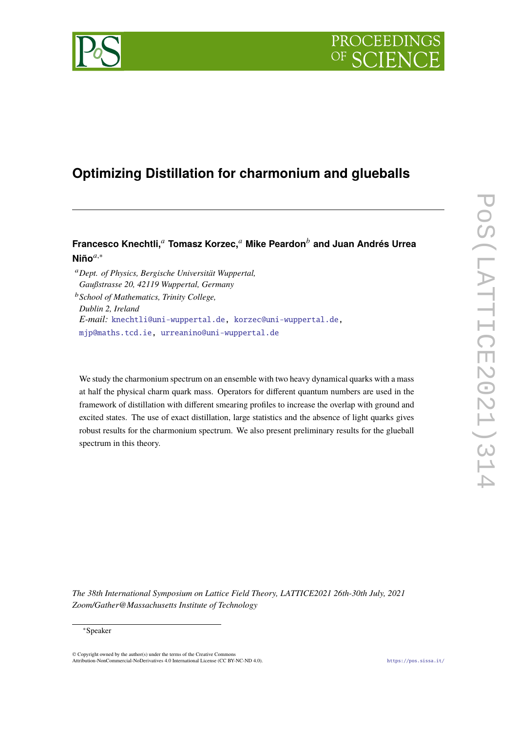# Optimizing Distillation for charmonium and glueballs

**Francesco Knechtli,**[a] **Tomasz Korzec,**[a] **Mike Peardon**[b] **and Juan Andrés Urrea Niño**[a,∗]

[a] *Dept. of Physics, Bergische Universität Wuppertal, Gaußstrasse 20, 42119 Wuppertal, Germany*

[b] *School of Mathematics, Trinity College, Dublin 2, Ireland*

*E-mail:* knechtli@uni-wuppertal.de, korzec@uni-wuppertal.de, mjp@maths.tcd.ie, urreanino@uni-wuppertal.de

We study the charmonium spectrum on an ensemble with two heavy dynamical quarks with a mass at half the physical charm quark mass. Operators for different quantum numbers are used in the framework of distillation with different smearing profiles to increase the overlap with ground and excited states. The use of exact distillation, large statistics and the absence of light quarks gives robust results for the charmonium spectrum. We also present preliminary results for the glueball spectrum in this theory.

*The 38th International Symposium on Lattice Field Theory, LATTICE2021 26th-30th July, 2021 Zoom/Gather@Massachusetts Institute of Technology*

∗Speaker

© Copyright owned by the author(s) under the terms of the Creative Commons Attribution-NonCommercial-NoDerivatives 4.0 International License (CC BY-NC-ND 4.0).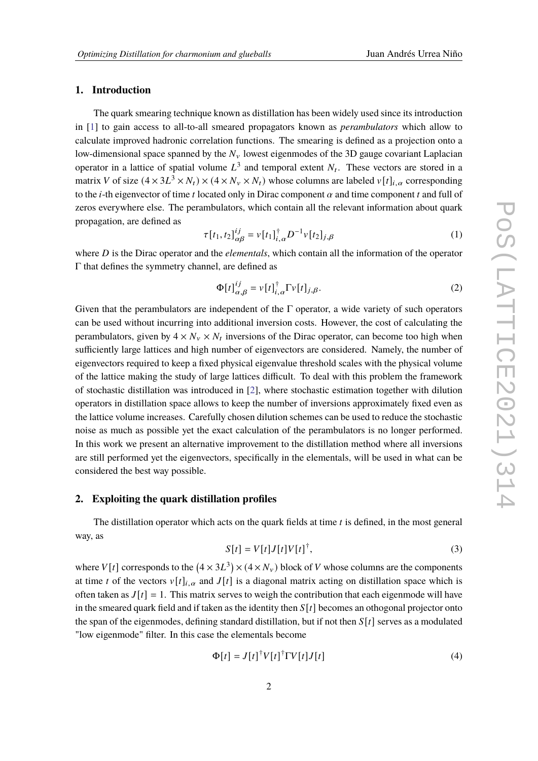## 1. Introduction

The quark smearing technique known as distillation has been widely used since its introduction in [1] to gain access to all-to-all smeared propagators known as *perambulators* which allow to calculate improved hadronic correlation functions. The smearing is defined as a projection onto a low-dimensional space spanned by the $N_v$ lowest eigenmodes of the 3D gauge covariant Laplacian operator in a lattice of spatial volume $L^3$ and temporal extent $N_t$. These vectors are stored in a matrix $V$ of size $(4 \times 3L^3 \times N_t) \times (4 \times N_v \times N_t)$ whose columns are labeled $v[t]_{i,\alpha}$ corresponding to the $i$-th eigenvector of time $t$ located only in Dirac component $\alpha$ and time component $t$ and full of zeros everywhere else. The perambulators, which contain all the relevant information about quark propagation, are defined as

$$\tau[t_1, t_2]^{ij}_{\alpha\beta} = v[t_1]^{\dagger}_{i,\alpha} D^{-1} v[t_2]_{j,\beta} \tag{1}$$

where $D$ is the Dirac operator and the *elementals*, which contain all the information of the operator $\Gamma$ that defines the symmetry channel, are defined as

$$\Phi[t]^{ij}_{\alpha,\beta} = v[t]^{\dagger}_{i,\alpha} \Gamma v[t]_{j,\beta}. \tag{2}$$

Given that the perambulators are independent of the $\Gamma$ operator, a wide variety of such operators can be used without incurring into additional inversion costs. However, the cost of calculating the perambulators, given by $4 \times N_v \times N_t$ inversions of the Dirac operator, can become too high when sufficiently large lattices and high number of eigenvectors are considered. Namely, the number of eigenvectors required to keep a fixed physical eigenvalue threshold scales with the physical volume of the lattice making the study of large lattices difficult. To deal with this problem the framework of stochastic distillation was introduced in [2], where stochastic estimation together with dilution operators in distillation space allows to keep the number of inversions approximately fixed even as the lattice volume increases. Carefully chosen dilution schemes can be used to reduce the stochastic noise as much as possible yet the exact calculation of the perambulators is no longer performed. In this work we present an alternative improvement to the distillation method where all inversions are still performed yet the eigenvectors, specifically in the elementals, will be used in what can be considered the best way possible.

## 2. Exploiting the quark distillation profiles

The distillation operator which acts on the quark fields at time $t$ is defined, in the most general way, as

$$S[t] = V[t] J[t] V[t]^{\dagger}, \tag{3}$$

where $V[t]$ corresponds to the $\left(4 \times 3L^3\right) \times (4 \times N_v)$ block of $V$ whose columns are the components at time $t$ of the vectors $v[t]_{i,\alpha}$ and $J[t]$ is a diagonal matrix acting on distillation space which is often taken as $J[t] = 1$. This matrix serves to weigh the contribution that each eigenmode will have in the smeared quark field and if taken as the identity then $S[t]$ becomes an othogonal projector onto the span of the eigenmodes, defining standard distillation, but if not then $S[t]$ serves as a modulated "low eigenmode" filter. In this case the elementals become

$$\Phi[t] = J[t]^{\dagger} V[t]^{\dagger} \Gamma V[t] J[t] \tag{4}$$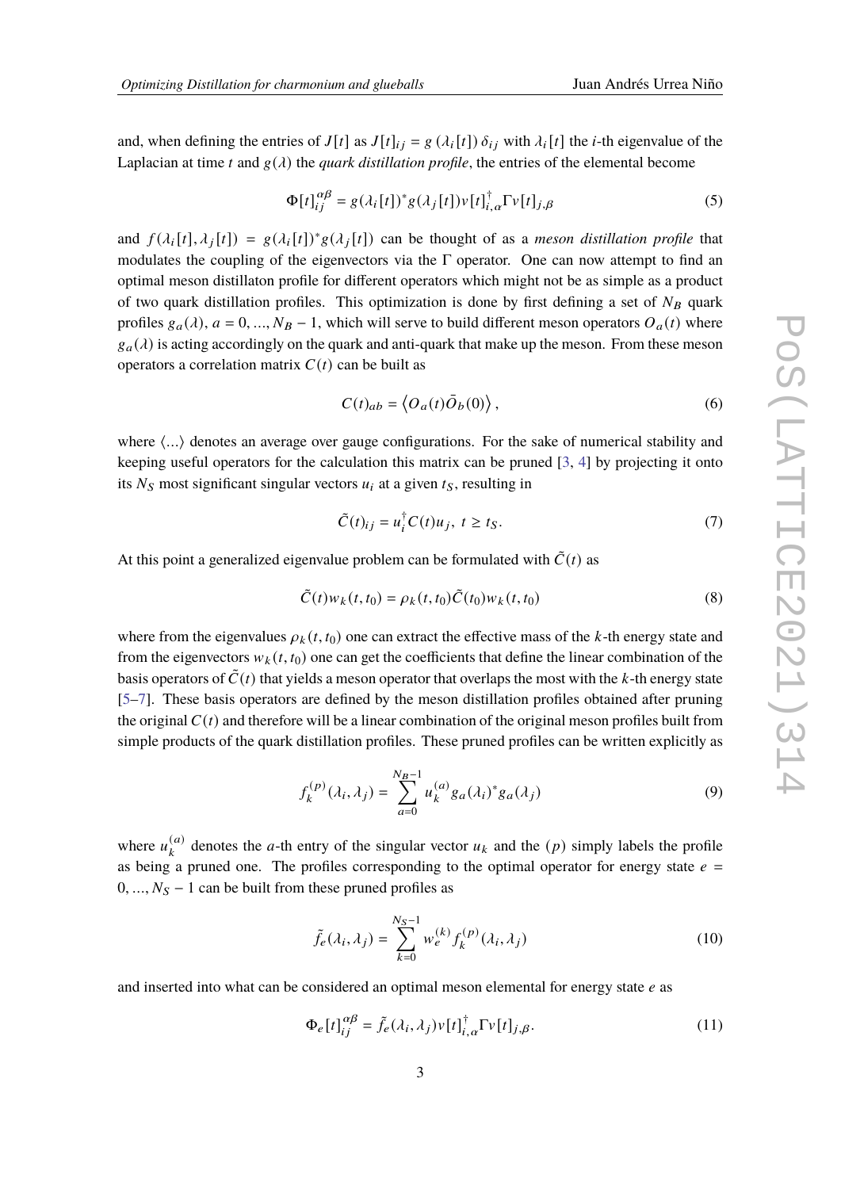and, when defining the entries of $J[t]$ as $J[t]_{ij} = g(\lambda_i[t])\,\delta_{ij}$ with $\lambda_i[t]$ the $i$-th eigenvalue of the Laplacian at time $t$ and $g(\lambda)$ the *quark distillation profile*, the entries of the elemental become

$$\Phi[t]_{ij}^{\alpha\beta} = g(\lambda_i[t])^* g(\lambda_j[t]) v[t]_{i,\alpha}^{\dagger} \Gamma v[t]_{j,\beta} \tag{5}$$

and $f(\lambda_i[t], \lambda_j[t]) = g(\lambda_i[t])^* g(\lambda_j[t])$ can be thought of as a *meson distillation profile* that modulates the coupling of the eigenvectors via the $\Gamma$ operator. One can now attempt to find an optimal meson distillaton profile for different operators which might not be as simple as a product of two quark distillation profiles. This optimization is done by first defining a set of $N_B$ quark profiles $g_a(\lambda)$, $a = 0, ..., N_B - 1$, which will serve to build different meson operators $O_a(t)$ where $g_a(\lambda)$ is acting accordingly on the quark and anti-quark that make up the meson. From these meson operators a correlation matrix $C(t)$ can be built as

$$C(t)_{ab} = \left\langle O_a(t)\bar{O}_b(0)\right\rangle, \tag{6}$$

where $\langle ... \rangle$ denotes an average over gauge configurations. For the sake of numerical stability and keeping useful operators for the calculation this matrix can be pruned [3, 4] by projecting it onto its $N_S$ most significant singular vectors $u_i$ at a given $t_S$, resulting in

$$\tilde{C}(t)_{ij} = u_i^{\dagger} C(t) u_j, \; t \geq t_S. \tag{7}$$

At this point a generalized eigenvalue problem can be formulated with $\tilde{C}(t)$ as

$$\tilde{C}(t) w_k(t, t_0) = \rho_k(t, t_0) \tilde{C}(t_0) w_k(t, t_0) \tag{8}$$

where from the eigenvalues $\rho_k(t, t_0)$ one can extract the effective mass of the $k$-th energy state and from the eigenvectors $w_k(t, t_0)$ one can get the coefficients that define the linear combination of the basis operators of $\tilde{C}(t)$ that yields a meson operator that overlaps the most with the $k$-th energy state [5–7]. These basis operators are defined by the meson distillation profiles obtained after pruning the original $C(t)$ and therefore will be a linear combination of the original meson profiles built from simple products of the quark distillation profiles. These pruned profiles can be written explicitly as

$$f_k^{(p)}(\lambda_i, \lambda_j) = \sum_{a=0}^{N_B - 1} u_k^{(a)} g_a(\lambda_i)^* g_a(\lambda_j) \tag{9}$$

where $u_k^{(a)}$ denotes the $a$-th entry of the singular vector $u_k$ and the $(p)$ simply labels the profile as being a pruned one. The profiles corresponding to the optimal operator for energy state $e = 0, ..., N_S - 1$ can be built from these pruned profiles as

$$\tilde{f}_e(\lambda_i, \lambda_j) = \sum_{k=0}^{N_S - 1} w_e^{(k)} f_k^{(p)}(\lambda_i, \lambda_j) \tag{10}$$

and inserted into what can be considered an optimal meson elemental for energy state $e$ as

$$\Phi_e[t]_{ij}^{\alpha\beta} = \tilde{f}_e(\lambda_i, \lambda_j) v[t]_{i,\alpha}^{\dagger} \Gamma v[t]_{j,\beta}. \tag{11}$$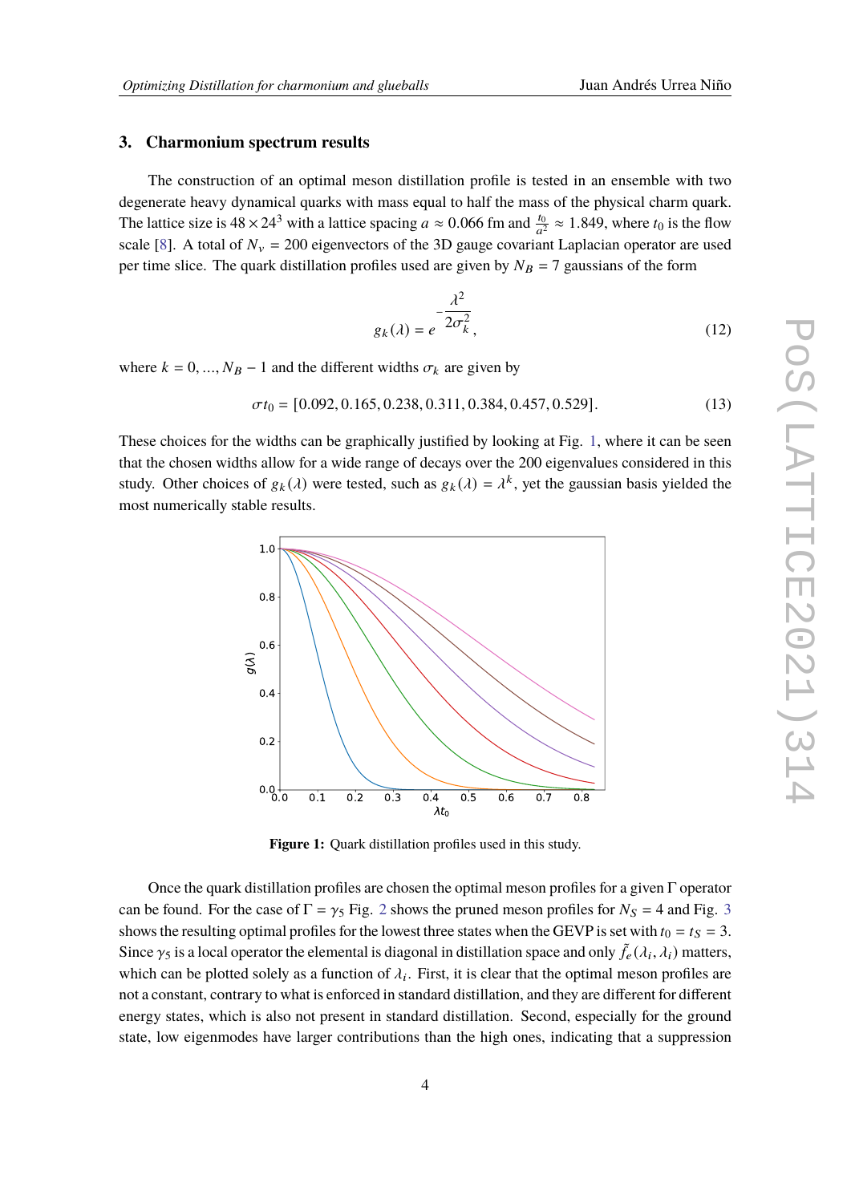## 3. Charmonium spectrum results

The construction of an optimal meson distillation profile is tested in an ensemble with two degenerate heavy dynamical quarks with mass equal to half the mass of the physical charm quark. The lattice size is $48 \times 24^3$ with a lattice spacing $a \approx 0.066$ fm and $\frac{t_0}{a^2} \approx 1.849$, where $t_0$ is the flow scale [8]. A total of $N_v = 200$ eigenvectors of the 3D gauge covariant Laplacian operator are used per time slice. The quark distillation profiles used are given by $N_B = 7$ gaussians of the form

$$g_k(\lambda) = e^{-\dfrac{\lambda^2}{2\sigma_k^2}}, \tag{12}$$

where $k = 0, ..., N_B - 1$ and the different widths $\sigma_k$ are given by

$$\sigma t_0 = [0.092, 0.165, 0.238, 0.311, 0.384, 0.457, 0.529]. \tag{13}$$

These choices for the widths can be graphically justified by looking at Fig. 1, where it can be seen that the chosen widths allow for a wide range of decays over the 200 eigenvalues considered in this study. Other choices of $g_k(\lambda)$ were tested, such as $g_k(\lambda) = \lambda^k$, yet the gaussian basis yielded the most numerically stable results.

**Figure 1:** Quark distillation profiles used in this study.

Once the quark distillation profiles are chosen the optimal meson profiles for a given $\Gamma$ operator can be found. For the case of $\Gamma = \gamma_5$ Fig. 2 shows the pruned meson profiles for $N_S = 4$ and Fig. 3 shows the resulting optimal profiles for the lowest three states when the GEVP is set with $t_0 = t_S = 3$. Since $\gamma_5$ is a local operator the elemental is diagonal in distillation space and only $\tilde{f}_e(\lambda_i, \lambda_i)$ matters, which can be plotted solely as a function of $\lambda_i$. First, it is clear that the optimal meson profiles are not a constant, contrary to what is enforced in standard distillation, and they are different for different energy states, which is also not present in standard distillation. Second, especially for the ground state, low eigenmodes have larger contributions than the high ones, indicating that a suppression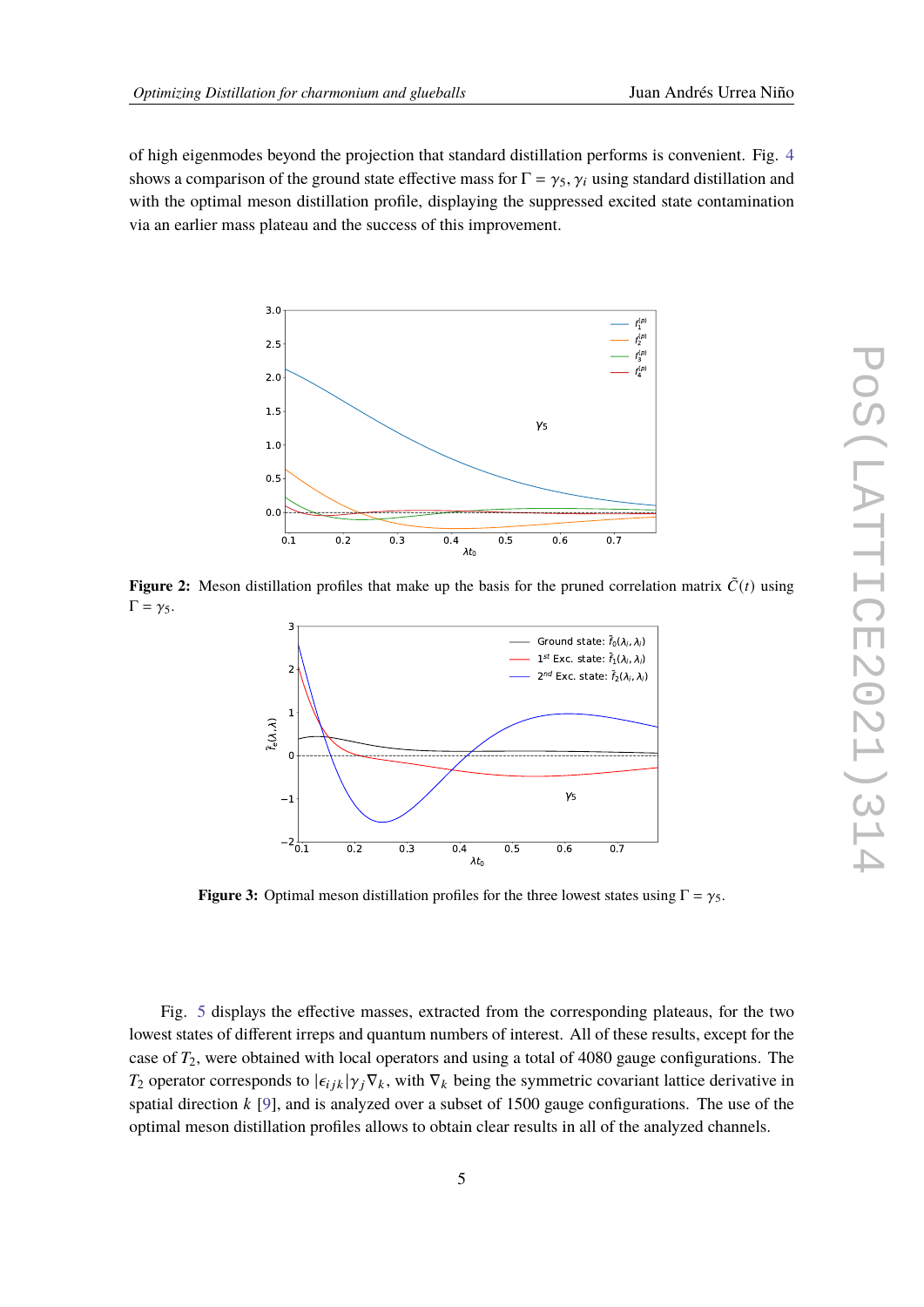of high eigenmodes beyond the projection that standard distillation performs is convenient. Fig. 4 shows a comparison of the ground state effective mass for $\Gamma = \gamma_5, \gamma_i$ using standard distillation and with the optimal meson distillation profile, displaying the suppressed excited state contamination via an earlier mass plateau and the success of this improvement.

**Figure 2:** Meson distillation profiles that make up the basis for the pruned correlation matrix $\tilde{C}(t)$ using $\Gamma = \gamma_5$.

**Figure 3:** Optimal meson distillation profiles for the three lowest states using $\Gamma = \gamma_5$.

Fig. 5 displays the effective masses, extracted from the corresponding plateaus, for the two lowest states of different irreps and quantum numbers of interest. All of these results, except for the case of $T_2$, were obtained with local operators and using a total of 4080 gauge configurations. The $T_2$ operator corresponds to $|\epsilon_{ijk}|\gamma_j \nabla_k$, with $\nabla_k$ being the symmetric covariant lattice derivative in spatial direction $k$ [9], and is analyzed over a subset of 1500 gauge configurations. The use of the optimal meson distillation profiles allows to obtain clear results in all of the analyzed channels.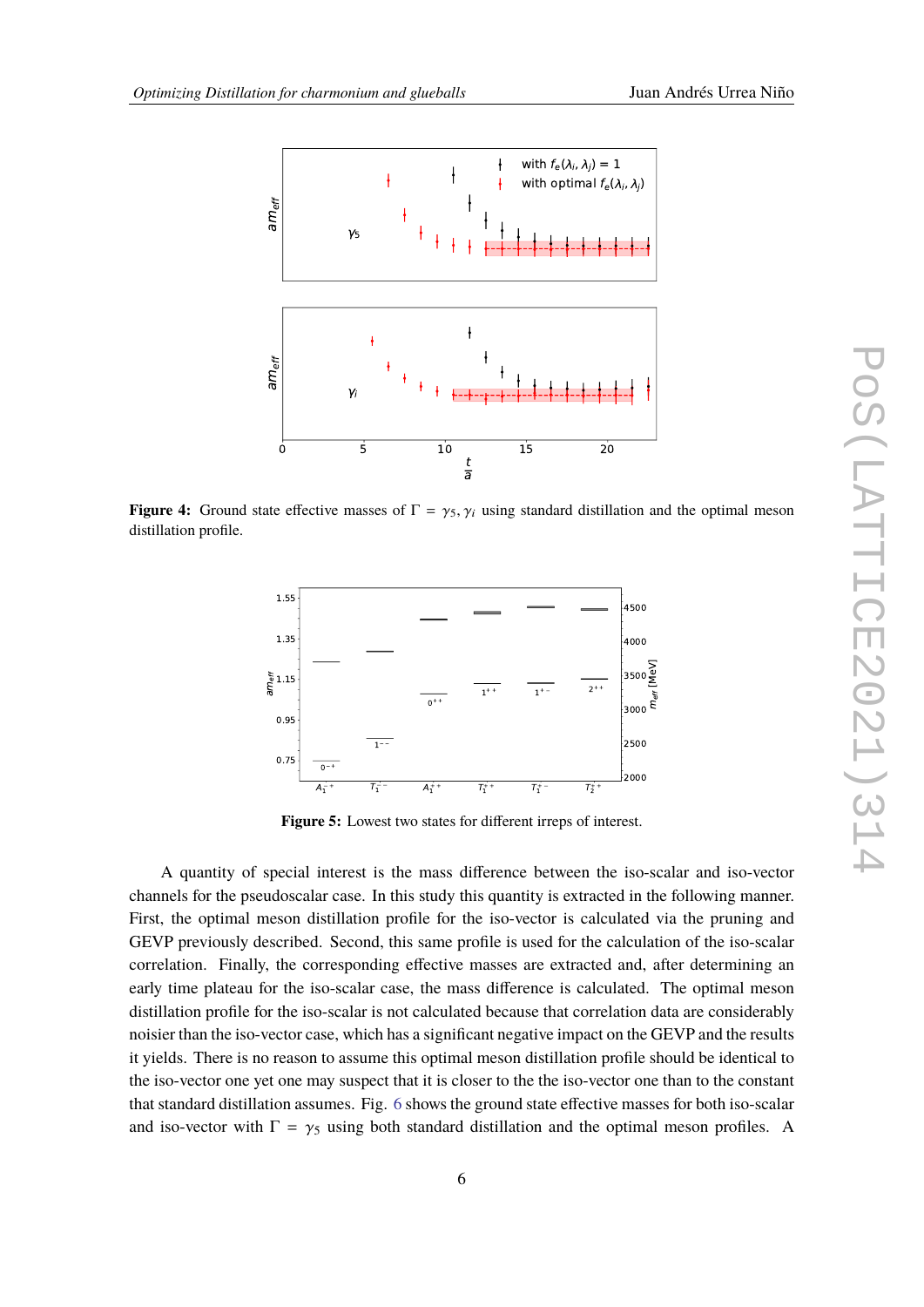**Figure 4:** Ground state effective masses of $\Gamma = \gamma_5, \gamma_i$ using standard distillation and the optimal meson distillation profile.

**Figure 5:** Lowest two states for different irreps of interest.

A quantity of special interest is the mass difference between the iso-scalar and iso-vector channels for the pseudoscalar case. In this study this quantity is extracted in the following manner. First, the optimal meson distillation profile for the iso-vector is calculated via the pruning and GEVP previously described. Second, this same profile is used for the calculation of the iso-scalar correlation. Finally, the corresponding effective masses are extracted and, after determining an early time plateau for the iso-scalar case, the mass difference is calculated. The optimal meson distillation profile for the iso-scalar is not calculated because that correlation data are considerably noisier than the iso-vector case, which has a significant negative impact on the GEVP and the results it yields. There is no reason to assume this optimal meson distillation profile should be identical to the iso-vector one yet one may suspect that it is closer to the the iso-vector one than to the constant that standard distillation assumes. Fig. 6 shows the ground state effective masses for both iso-scalar and iso-vector with $\Gamma = \gamma_5$ using both standard distillation and the optimal meson profiles. A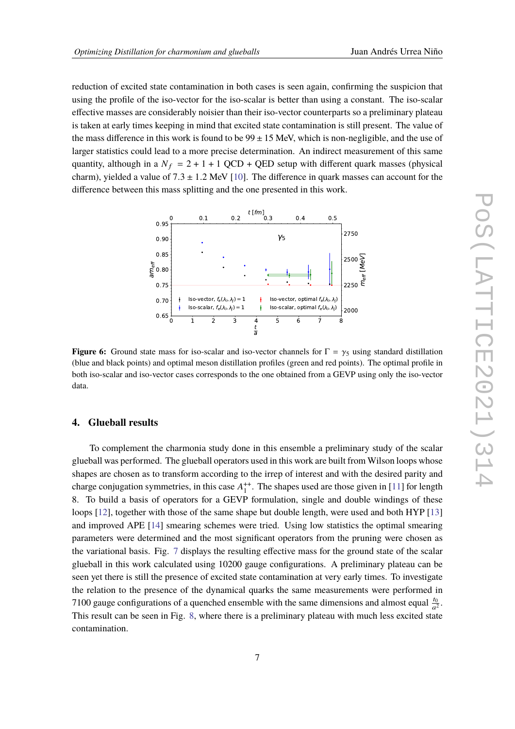reduction of excited state contamination in both cases is seen again, confirming the suspicion that using the profile of the iso-vector for the iso-scalar is better than using a constant. The iso-scalar effective masses are considerably noisier than their iso-vector counterparts so a preliminary plateau is taken at early times keeping in mind that excited state contamination is still present. The value of the mass difference in this work is found to be 99 ± 15 MeV, which is non-negligible, and the use of larger statistics could lead to a more precise determination. An indirect measurement of this same quantity, although in a $N_f = 2 + 1 + 1$ QCD + QED setup with different quark masses (physical charm), yielded a value of 7.3 ± 1.2 MeV [10]. The difference in quark masses can account for the difference between this mass splitting and the one presented in this work.

**Figure 6:** Ground state mass for iso-scalar and iso-vector channels for $\Gamma = \gamma_5$ using standard distillation (blue and black points) and optimal meson distillation profiles (green and red points). The optimal profile in both iso-scalar and iso-vector cases corresponds to the one obtained from a GEVP using only the iso-vector data.

## 4. Glueball results

To complement the charmonia study done in this ensemble a preliminary study of the scalar glueball was performed. The glueball operators used in this work are built from Wilson loops whose shapes are chosen as to transform according to the irrep of interest and with the desired parity and charge conjugation symmetries, in this case $A_1^{++}$. The shapes used are those given in [11] for length 8. To build a basis of operators for a GEVP formulation, single and double windings of these loops [12], together with those of the same shape but double length, were used and both HYP [13] and improved APE [14] smearing schemes were tried. Using low statistics the optimal smearing parameters were determined and the most significant operators from the pruning were chosen as the variational basis. Fig. 7 displays the resulting effective mass for the ground state of the scalar glueball in this work calculated using 10200 gauge configurations. A preliminary plateau can be seen yet there is still the presence of excited state contamination at very early times. To investigate the relation to the presence of the dynamical quarks the same measurements were performed in 7100 gauge configurations of a quenched ensemble with the same dimensions and almost equal $\frac{t_0}{a^2}$. This result can be seen in Fig. 8, where there is a preliminary plateau with much less excited state contamination.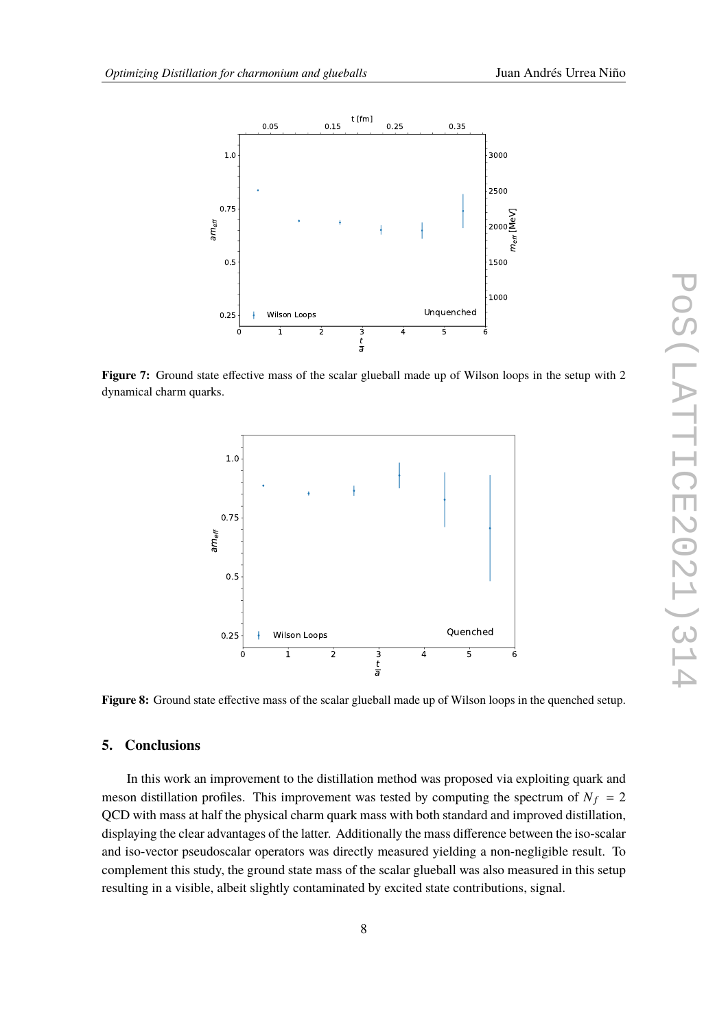**Figure 7:** Ground state effective mass of the scalar glueball made up of Wilson loops in the setup with 2 dynamical charm quarks.

**Figure 8:** Ground state effective mass of the scalar glueball made up of Wilson loops in the quenched setup.

## 5. Conclusions

In this work an improvement to the distillation method was proposed via exploiting quark and meson distillation profiles. This improvement was tested by computing the spectrum of $N_f = 2$ QCD with mass at half the physical charm quark mass with both standard and improved distillation, displaying the clear advantages of the latter. Additionally the mass difference between the iso-scalar and iso-vector pseudoscalar operators was directly measured yielding a non-negligible result. To complement this study, the ground state mass of the scalar glueball was also measured in this setup resulting in a visible, albeit slightly contaminated by excited state contributions, signal.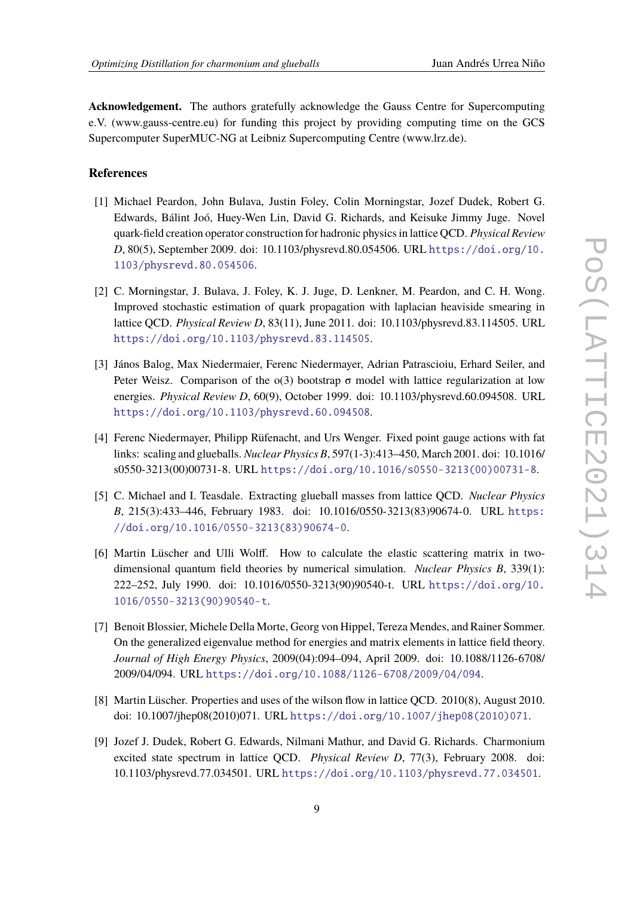**Acknowledgement.** The authors gratefully acknowledge the Gauss Centre for Supercomputing e.V. (www.gauss-centre.eu) for funding this project by providing computing time on the GCS Supercomputer SuperMUC-NG at Leibniz Supercomputing Centre (www.lrz.de).

## References

[1] Michael Peardon, John Bulava, Justin Foley, Colin Morningstar, Jozef Dudek, Robert G. Edwards, Bálint Joó, Huey-Wen Lin, David G. Richards, and Keisuke Jimmy Juge. Novel quark-field creation operator construction for hadronic physics in lattice QCD. *Physical Review D*, 80(5), September 2009. doi: 10.1103/physrevd.80.054506. URL https://doi.org/10.1103/physrevd.80.054506.

[2] C. Morningstar, J. Bulava, J. Foley, K. J. Juge, D. Lenkner, M. Peardon, and C. H. Wong. Improved stochastic estimation of quark propagation with laplacian heaviside smearing in lattice QCD. *Physical Review D*, 83(11), June 2011. doi: 10.1103/physrevd.83.114505. URL https://doi.org/10.1103/physrevd.83.114505.

[3] János Balog, Max Niedermaier, Ferenc Niedermayer, Adrian Patrascioiu, Erhard Seiler, and Peter Weisz. Comparison of the o(3) bootstrap σ model with lattice regularization at low energies. *Physical Review D*, 60(9), October 1999. doi: 10.1103/physrevd.60.094508. URL https://doi.org/10.1103/physrevd.60.094508.

[4] Ferenc Niedermayer, Philipp Rüfenacht, and Urs Wenger. Fixed point gauge actions with fat links: scaling and glueballs. *Nuclear Physics B*, 597(1-3):413–450, March 2001. doi: 10.1016/s0550-3213(00)00731-8. URL https://doi.org/10.1016/s0550-3213(00)00731-8.

[5] C. Michael and I. Teasdale. Extracting glueball masses from lattice QCD. *Nuclear Physics B*, 215(3):433–446, February 1983. doi: 10.1016/0550-3213(83)90674-0. URL https://doi.org/10.1016/0550-3213(83)90674-0.

[6] Martin Lüscher and Ulli Wolff. How to calculate the elastic scattering matrix in two-dimensional quantum field theories by numerical simulation. *Nuclear Physics B*, 339(1): 222–252, July 1990. doi: 10.1016/0550-3213(90)90540-t. URL https://doi.org/10.1016/0550-3213(90)90540-t.

[7] Benoit Blossier, Michele Della Morte, Georg von Hippel, Tereza Mendes, and Rainer Sommer. On the generalized eigenvalue method for energies and matrix elements in lattice field theory. *Journal of High Energy Physics*, 2009(04):094–094, April 2009. doi: 10.1088/1126-6708/2009/04/094. URL https://doi.org/10.1088/1126-6708/2009/04/094.

[8] Martin Lüscher. Properties and uses of the wilson flow in lattice QCD. 2010(8), August 2010. doi: 10.1007/jhep08(2010)071. URL https://doi.org/10.1007/jhep08(2010)071.

[9] Jozef J. Dudek, Robert G. Edwards, Nilmani Mathur, and David G. Richards. Charmonium excited state spectrum in lattice QCD. *Physical Review D*, 77(3), February 2008. doi: 10.1103/physrevd.77.034501. URL https://doi.org/10.1103/physrevd.77.034501.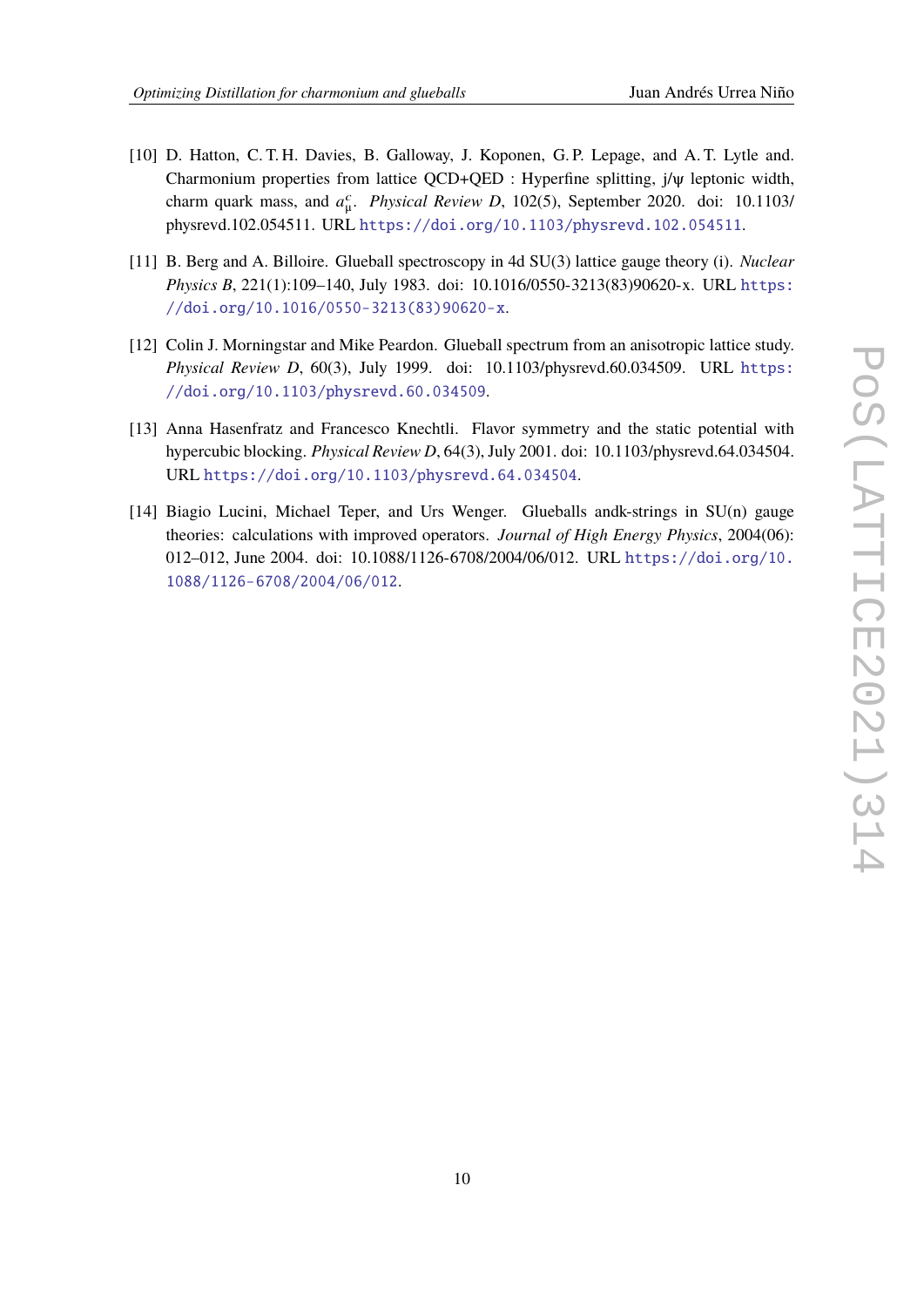[10] D. Hatton, C. T. H. Davies, B. Galloway, J. Koponen, G. P. Lepage, and A. T. Lytle and. Charmonium properties from lattice QCD+QED : Hyperfine splitting, j/ψ leptonic width, charm quark mass, and $a_\mu^c$. *Physical Review D*, 102(5), September 2020. doi: 10.1103/physrevd.102.054511. URL https://doi.org/10.1103/physrevd.102.054511.

[11] B. Berg and A. Billoire. Glueball spectroscopy in 4d SU(3) lattice gauge theory (i). *Nuclear Physics B*, 221(1):109–140, July 1983. doi: 10.1016/0550-3213(83)90620-x. URL https://doi.org/10.1016/0550-3213(83)90620-x.

[12] Colin J. Morningstar and Mike Peardon. Glueball spectrum from an anisotropic lattice study. *Physical Review D*, 60(3), July 1999. doi: 10.1103/physrevd.60.034509. URL https://doi.org/10.1103/physrevd.60.034509.

[13] Anna Hasenfratz and Francesco Knechtli. Flavor symmetry and the static potential with hypercubic blocking. *Physical Review D*, 64(3), July 2001. doi: 10.1103/physrevd.64.034504. URL https://doi.org/10.1103/physrevd.64.034504.

[14] Biagio Lucini, Michael Teper, and Urs Wenger. Glueballs andk-strings in SU(n) gauge theories: calculations with improved operators. *Journal of High Energy Physics*, 2004(06): 012–012, June 2004. doi: 10.1088/1126-6708/2004/06/012. URL https://doi.org/10.1088/1126-6708/2004/06/012.